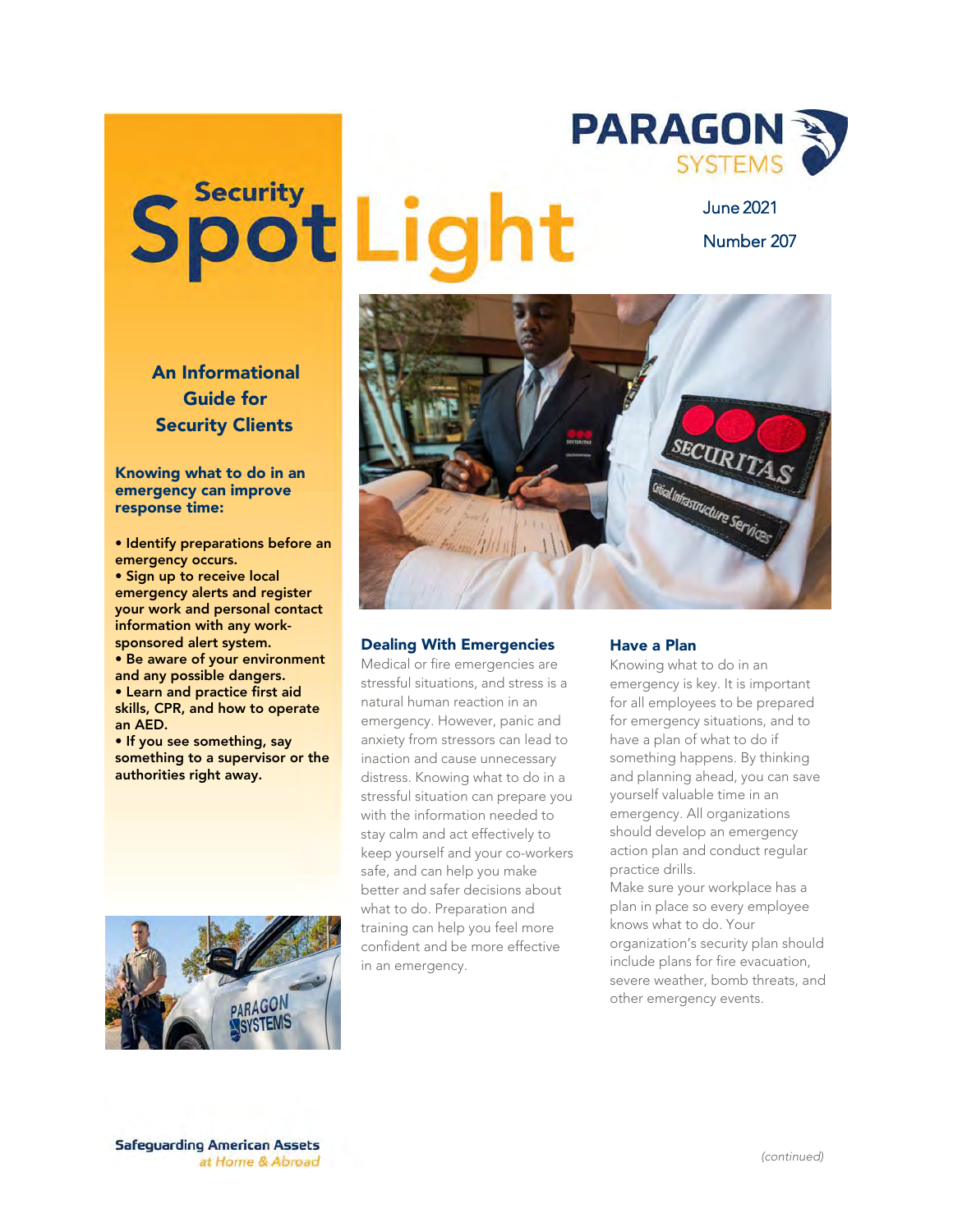# Security SpotLight

June 2021

Number 207

## An Informational Guide for Security Clients

**Knowing what to do in an emergency can improve response time:**

- **Identify preparations before an emergency occurs.**
- **Sign up to receive local emergency alerts and register your work and personal contact information with any work-sponsored alert system.**
- **Be aware of your environment and any possible dangers.**
- **Learn and practice first aid skills, CPR, and how to operate an AED.**
- **If you see something, say something to a supervisor or the authorities right away.**

### Dealing With Emergencies

Medical or fire emergencies are stressful situations, and stress is a natural human reaction in an emergency. However, panic and anxiety from stressors can lead to inaction and cause unnecessary distress. Knowing what to do in a stressful situation can prepare you with the information needed to stay calm and act effectively to keep yourself and your co-workers safe, and can help you make better and safer decisions about what to do. Preparation and training can help you feel more confident and be more effective in an emergency.

### Have a Plan

Knowing what to do in an emergency is key. It is important for all employees to be prepared for emergency situations, and to have a plan of what to do if something happens. By thinking and planning ahead, you can save yourself valuable time in an emergency. All organizations should develop an emergency action plan and conduct regular practice drills.

Make sure your workplace has a plan in place so every employee knows what to do. Your organization's security plan should include plans for fire evacuation, severe weather, bomb threats, and other emergency events.

*(continued)*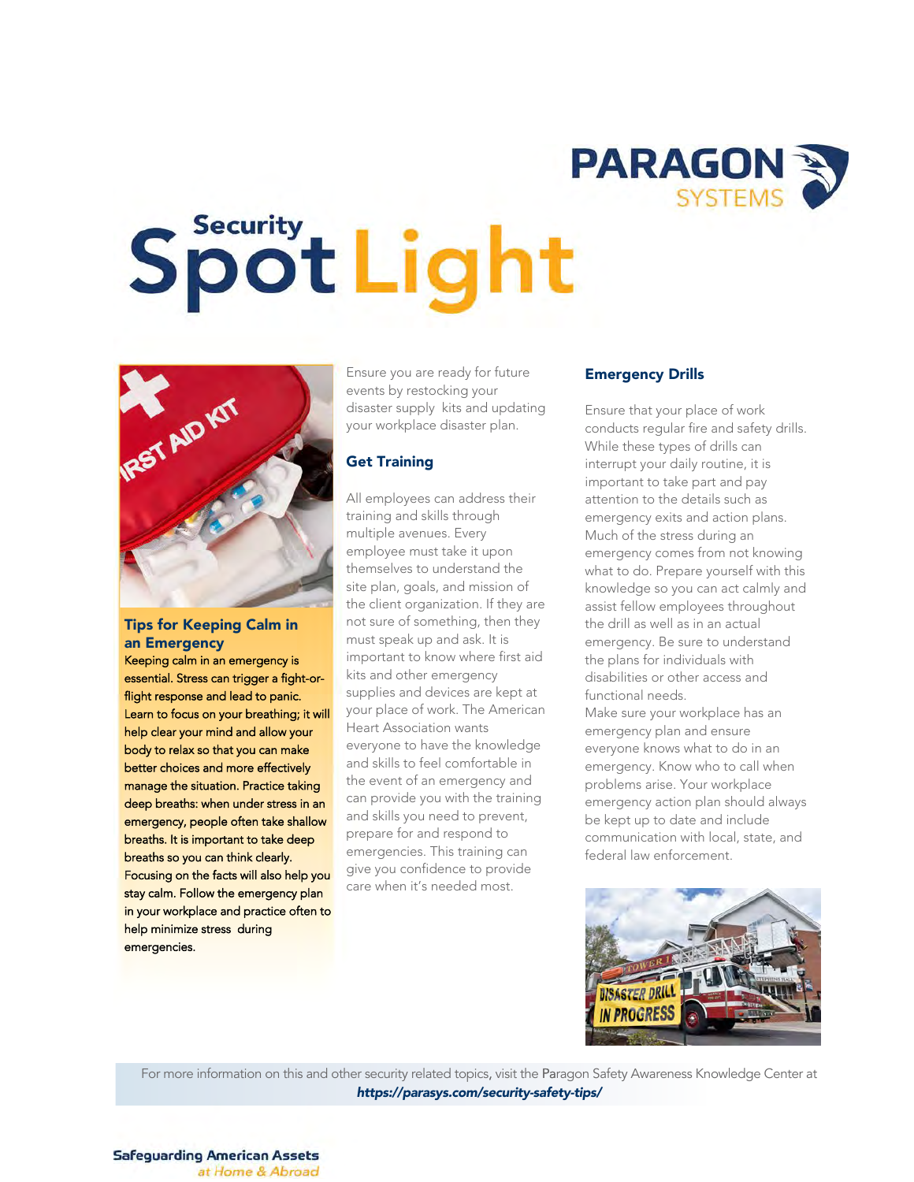# Security Spot Light

### Tips for Keeping Calm in an Emergency

Keeping calm in an emergency is essential. Stress can trigger a fight-or-flight response and lead to panic. Learn to focus on your breathing; it will help clear your mind and allow your body to relax so that you can make better choices and more effectively manage the situation. Practice taking deep breaths: when under stress in an emergency, people often take shallow breaths. It is important to take deep breaths so you can think clearly. Focusing on the facts will also help you stay calm. Follow the emergency plan in your workplace and practice often to help minimize stress during emergencies.

Ensure you are ready for future events by restocking your disaster supply kits and updating your workplace disaster plan.

### Get Training

All employees can address their training and skills through multiple avenues. Every employee must take it upon themselves to understand the site plan, goals, and mission of the client organization. If they are not sure of something, then they must speak up and ask. It is important to know where first aid kits and other emergency supplies and devices are kept at your place of work. The American Heart Association wants everyone to have the knowledge and skills to feel comfortable in the event of an emergency and can provide you with the training and skills you need to prevent, prepare for and respond to emergencies. This training can give you confidence to provide care when it's needed most.

### Emergency Drills

Ensure that your place of work conducts regular fire and safety drills. While these types of drills can interrupt your daily routine, it is important to take part and pay attention to the details such as emergency exits and action plans. Much of the stress during an emergency comes from not knowing what to do. Prepare yourself with this knowledge so you can act calmly and assist fellow employees throughout the drill as well as in an actual emergency. Be sure to understand the plans for individuals with disabilities or other access and functional needs.

Make sure your workplace has an emergency plan and ensure everyone knows what to do in an emergency. Know who to call when problems arise. Your workplace emergency action plan should always be kept up to date and include communication with local, state, and federal law enforcement.

For more information on this and other security related topics, visit the Paragon Safety Awareness Knowledge Center at ***https://parasys.com/security-safety-tips/***